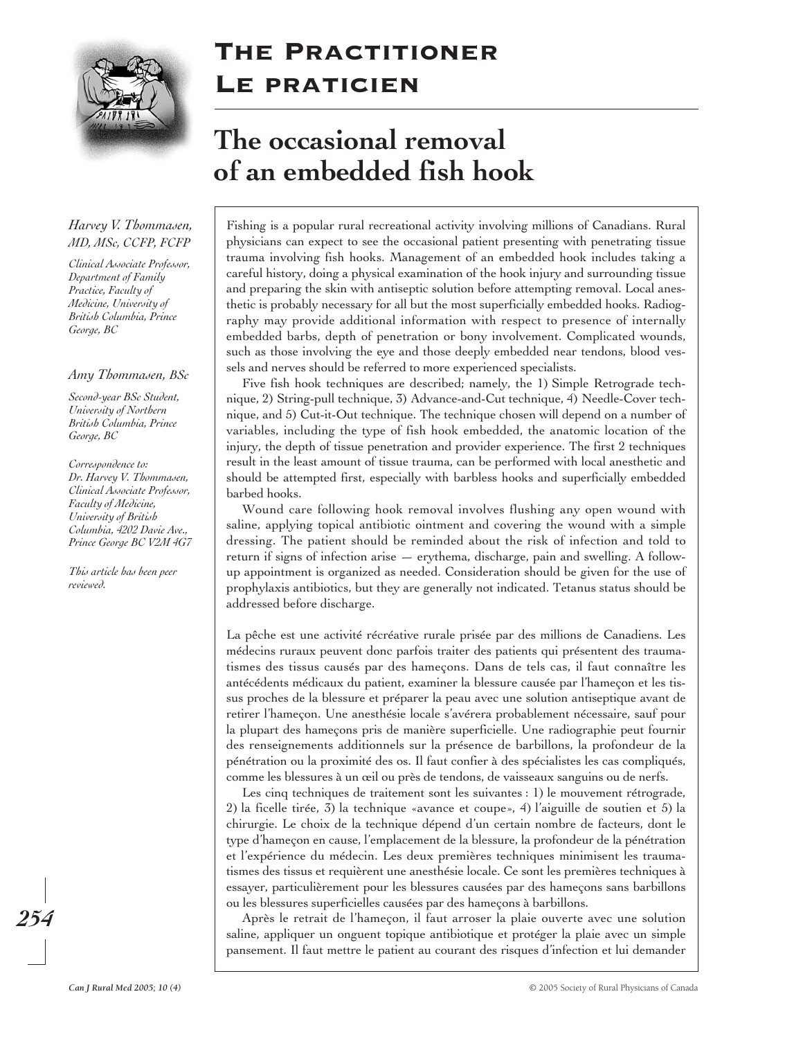# The Practitioner
# Le praticien

## The occasional removal of an embedded fish hook

*Harvey V. Thommasen, MD, MSc, CCFP, FCFP*

*Clinical Associate Professor, Department of Family Practice, Faculty of Medicine, University of British Columbia, Prince George, BC*

*Amy Thommasen, BSc*

*Second-year BSc Student, University of Northern British Columbia, Prince George, BC*

*Correspondence to: Dr. Harvey V. Thommasen, Clinical Associate Professor, Faculty of Medicine, University of British Columbia, 4202 Davie Ave., Prince George BC V2M 4G7*

*This article has been peer reviewed.*

Fishing is a popular rural recreational activity involving millions of Canadians. Rural physicians can expect to see the occasional patient presenting with penetrating tissue trauma involving fish hooks. Management of an embedded hook includes taking a careful history, doing a physical examination of the hook injury and surrounding tissue and preparing the skin with antiseptic solution before attempting removal. Local anesthetic is probably necessary for all but the most superficially embedded hooks. Radiography may provide additional information with respect to presence of internally embedded barbs, depth of penetration or bony involvement. Complicated wounds, such as those involving the eye and those deeply embedded near tendons, blood vessels and nerves should be referred to more experienced specialists.

Five fish hook techniques are described; namely, the 1) Simple Retrograde technique, 2) String-pull technique, 3) Advance-and-Cut technique, 4) Needle-Cover technique, and 5) Cut-it-Out technique. The technique chosen will depend on a number of variables, including the type of fish hook embedded, the anatomic location of the injury, the depth of tissue penetration and provider experience. The first 2 techniques result in the least amount of tissue trauma, can be performed with local anesthetic and should be attempted first, especially with barbless hooks and superficially embedded barbed hooks.

Wound care following hook removal involves flushing any open wound with saline, applying topical antibiotic ointment and covering the wound with a simple dressing. The patient should be reminded about the risk of infection and told to return if signs of infection arise — erythema, discharge, pain and swelling. A follow-up appointment is organized as needed. Consideration should be given for the use of prophylaxis antibiotics, but they are generally not indicated. Tetanus status should be addressed before discharge.

La pêche est une activité récréative rurale prisée par des millions de Canadiens. Les médecins ruraux peuvent donc parfois traiter des patients qui présentent des traumatismes des tissus causés par des hameçons. Dans de tels cas, il faut connaître les antécédents médicaux du patient, examiner la blessure causée par l'hameçon et les tissus proches de la blessure et préparer la peau avec une solution antiseptique avant de retirer l'hameçon. Une anesthésie locale s'avérera probablement nécessaire, sauf pour la plupart des hameçons pris de manière superficielle. Une radiographie peut fournir des renseignements additionnels sur la présence de barbillons, la profondeur de la pénétration ou la proximité des os. Il faut confier à des spécialistes les cas compliqués, comme les blessures à un œil ou près de tendons, de vaisseaux sanguins ou de nerfs.

Les cinq techniques de traitement sont les suivantes : 1) le mouvement rétrograde, 2) la ficelle tirée, 3) la technique «avance et coupe», 4) l'aiguille de soutien et 5) la chirurgie. Le choix de la technique dépend d'un certain nombre de facteurs, dont le type d'hameçon en cause, l'emplacement de la blessure, la profondeur de la pénétration et l'expérience du médecin. Les deux premières techniques minimisent les traumatismes des tissus et requièrent une anesthésie locale. Ce sont les premières techniques à essayer, particulièrement pour les blessures causées par des hameçons sans barbillons ou les blessures superficielles causées par des hameçons à barbillons.

Après le retrait de l'hameçon, il faut arroser la plaie ouverte avec une solution saline, appliquer un onguent topique antibiotique et protéger la plaie avec un simple pansement. Il faut mettre le patient au courant des risques d'infection et lui demander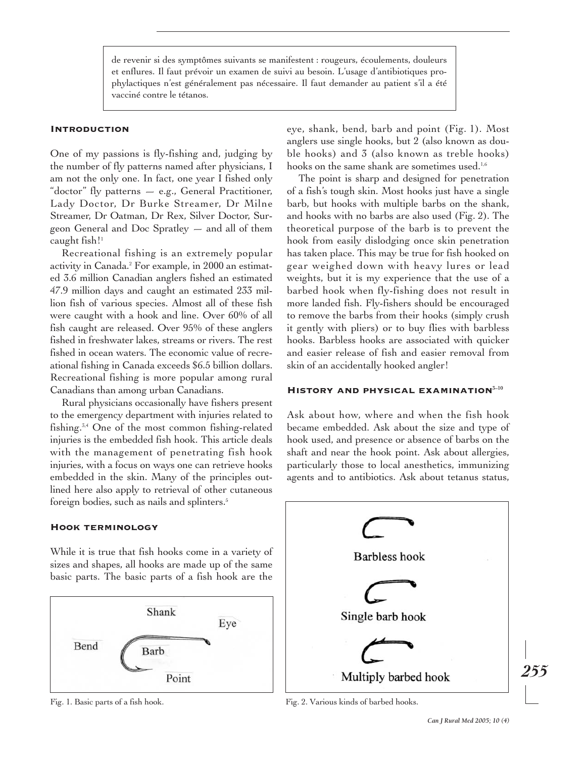de revenir si des symptômes suivants se manifestent : rougeurs, écoulements, douleurs et enflures. Il faut prévoir un examen de suivi au besoin. L'usage d'antibiotiques prophylactiques n'est généralement pas nécessaire. Il faut demander au patient s'il a été vacciné contre le tétanos.

## Introduction

One of my passions is fly-fishing and, judging by the number of fly patterns named after physicians, I am not the only one. In fact, one year I fished only "doctor" fly patterns — e.g., General Practitioner, Lady Doctor, Dr Burke Streamer, Dr Milne Streamer, Dr Oatman, Dr Rex, Silver Doctor, Surgeon General and Doc Spratley — and all of them caught fish![1]

Recreational fishing is an extremely popular activity in Canada.[2] For example, in 2000 an estimated 3.6 million Canadian anglers fished an estimated 47.9 million days and caught an estimated 233 million fish of various species. Almost all of these fish were caught with a hook and line. Over 60% of all fish caught are released. Over 95% of these anglers fished in freshwater lakes, streams or rivers. The rest fished in ocean waters. The economic value of recreational fishing in Canada exceeds $6.5 billion dollars. Recreational fishing is more popular among rural Canadians than among urban Canadians.

Rural physicians occasionally have fishers present to the emergency department with injuries related to fishing.[3,4] One of the most common fishing-related injuries is the embedded fish hook. This article deals with the management of penetrating fish hook injuries, with a focus on ways one can retrieve hooks embedded in the skin. Many of the principles outlined here also apply to retrieval of other cutaneous foreign bodies, such as nails and splinters.[5]

## Hook terminology

While it is true that fish hooks come in a variety of sizes and shapes, all hooks are made up of the same basic parts. The basic parts of a fish hook are the eye, shank, bend, barb and point (Fig. 1). Most anglers use single hooks, but 2 (also known as double hooks) and 3 (also known as treble hooks) hooks on the same shank are sometimes used.[1,6]

Fig. 1. Basic parts of a fish hook.

The point is sharp and designed for penetration of a fish's tough skin. Most hooks just have a single barb, but hooks with multiple barbs on the shank, and hooks with no barbs are also used (Fig. 2). The theoretical purpose of the barb is to prevent the hook from easily dislodging once skin penetration has taken place. This may be true for fish hooked on gear weighed down with heavy lures or lead weights, but it is my experience that the use of a barbed hook when fly-fishing does not result in more landed fish. Fly-fishers should be encouraged to remove the barbs from their hooks (simply crush it gently with pliers) or to buy flies with barbless hooks. Barbless hooks are associated with quicker and easier release of fish and easier removal from skin of an accidentally hooked angler!

## History and physical examination[3–10]

Ask about how, where and when the fish hook became embedded. Ask about the size and type of hook used, and presence or absence of barbs on the shaft and near the hook point. Ask about allergies, particularly those to local anesthetics, immunizing agents and to antibiotics. Ask about tetanus status,

Fig. 2. Various kinds of barbed hooks.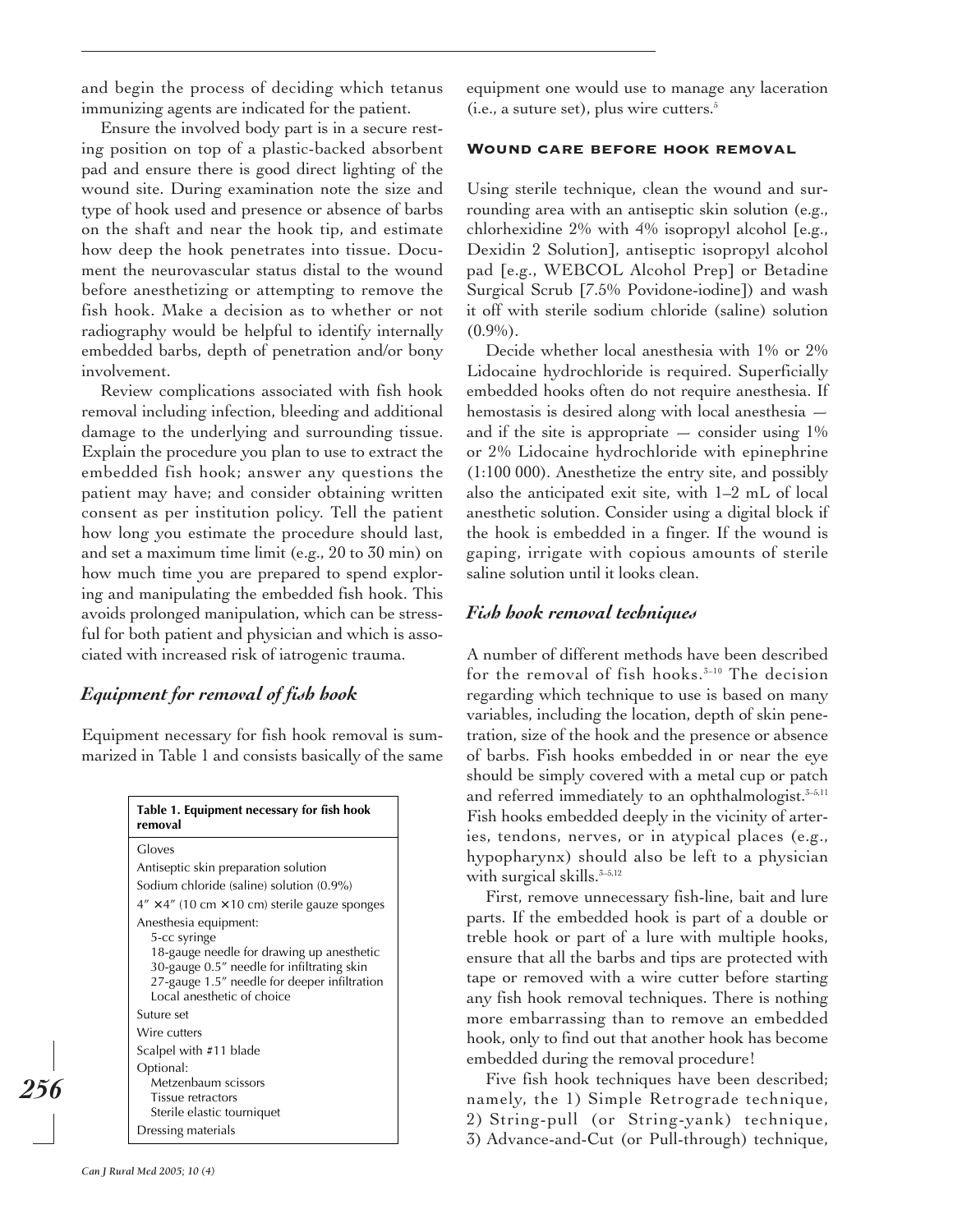and begin the process of deciding which tetanus immunizing agents are indicated for the patient.

Ensure the involved body part is in a secure resting position on top of a plastic-backed absorbent pad and ensure there is good direct lighting of the wound site. During examination note the size and type of hook used and presence or absence of barbs on the shaft and near the hook tip, and estimate how deep the hook penetrates into tissue. Document the neurovascular status distal to the wound before anesthetizing or attempting to remove the fish hook. Make a decision as to whether or not radiography would be helpful to identify internally embedded barbs, depth of penetration and/or bony involvement.

Review complications associated with fish hook removal including infection, bleeding and additional damage to the underlying and surrounding tissue. Explain the procedure you plan to use to extract the embedded fish hook; answer any questions the patient may have; and consider obtaining written consent as per institution policy. Tell the patient how long you estimate the procedure should last, and set a maximum time limit (e.g., 20 to 30 min) on how much time you are prepared to spend exploring and manipulating the embedded fish hook. This avoids prolonged manipulation, which can be stressful for both patient and physician and which is associated with increased risk of iatrogenic trauma.

## *Equipment for removal of fish hook*

Equipment necessary for fish hook removal is summarized in Table 1 and consists basically of the same equipment one would use to manage any laceration (i.e., a suture set), plus wire cutters.[5]

**Table 1. Equipment necessary for fish hook removal**

| |
|---|
| Gloves |
| Antiseptic skin preparation solution |
| Sodium chloride (saline) solution (0.9%) |
| 4″ × 4″ (10 cm × 10 cm) sterile gauze sponges |
| Anesthesia equipment:<br>5-cc syringe<br>18-gauge needle for drawing up anesthetic<br>30-gauge 0.5″ needle for infiltrating skin<br>27-gauge 1.5″ needle for deeper infiltration<br>Local anesthetic of choice |
| Suture set |
| Wire cutters |
| Scalpel with #11 blade |
| Optional:<br>Metzenbaum scissors<br>Tissue retractors<br>Sterile elastic tourniquet |
| Dressing materials |

### Wound care before hook removal

Using sterile technique, clean the wound and surrounding area with an antiseptic skin solution (e.g., chlorhexidine 2% with 4% isopropyl alcohol [e.g., Dexidin 2 Solution], antiseptic isopropyl alcohol pad [e.g., WEBCOL Alcohol Prep] or Betadine Surgical Scrub [7.5% Povidone-iodine]) and wash it off with sterile sodium chloride (saline) solution (0.9%).

Decide whether local anesthesia with 1% or 2% Lidocaine hydrochloride is required. Superficially embedded hooks often do not require anesthesia. If hemostasis is desired along with local anesthesia — and if the site is appropriate — consider using 1% or 2% Lidocaine hydrochloride with epinephrine (1:100 000). Anesthetize the entry site, and possibly also the anticipated exit site, with 1–2 mL of local anesthetic solution. Consider using a digital block if the hook is embedded in a finger. If the wound is gaping, irrigate with copious amounts of sterile saline solution until it looks clean.

## *Fish hook removal techniques*

A number of different methods have been described for the removal of fish hooks.[3–10] The decision regarding which technique to use is based on many variables, including the location, depth of skin penetration, size of the hook and the presence or absence of barbs. Fish hooks embedded in or near the eye should be simply covered with a metal cup or patch and referred immediately to an ophthalmologist.[3–5,11] Fish hooks embedded deeply in the vicinity of arteries, tendons, nerves, or in atypical places (e.g., hypopharynx) should also be left to a physician with surgical skills.[3–5,12]

First, remove unnecessary fish-line, bait and lure parts. If the embedded hook is part of a double or treble hook or part of a lure with multiple hooks, ensure that all the barbs and tips are protected with tape or removed with a wire cutter before starting any fish hook removal techniques. There is nothing more embarrassing than to remove an embedded hook, only to find out that another hook has become embedded during the removal procedure!

Five fish hook techniques have been described; namely, the 1) Simple Retrograde technique, 2) String-pull (or String-yank) technique, 3) Advance-and-Cut (or Pull-through) technique,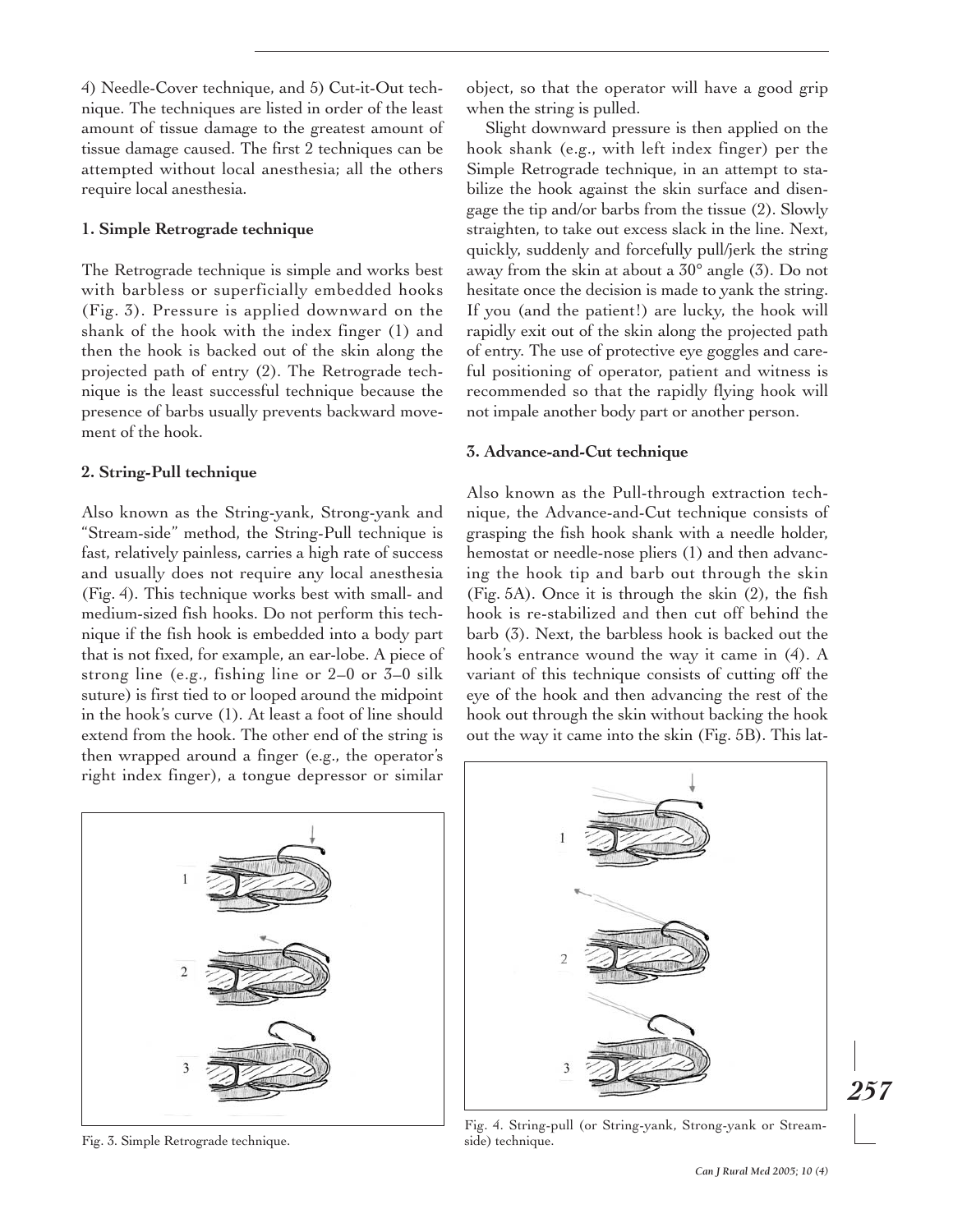4) Needle-Cover technique, and 5) Cut-it-Out technique. The techniques are listed in order of the least amount of tissue damage to the greatest amount of tissue damage caused. The first 2 techniques can be attempted without local anesthesia; all the others require local anesthesia.

### 1. Simple Retrograde technique

The Retrograde technique is simple and works best with barbless or superficially embedded hooks (Fig. 3). Pressure is applied downward on the shank of the hook with the index finger (1) and then the hook is backed out of the skin along the projected path of entry (2). The Retrograde technique is the least successful technique because the presence of barbs usually prevents backward movement of the hook.

### 2. String-Pull technique

Also known as the String-yank, Strong-yank and "Stream-side" method, the String-Pull technique is fast, relatively painless, carries a high rate of success and usually does not require any local anesthesia (Fig. 4). This technique works best with small- and medium-sized fish hooks. Do not perform this technique if the fish hook is embedded into a body part that is not fixed, for example, an ear-lobe. A piece of strong line (e.g., fishing line or 2–0 or 3–0 silk suture) is first tied to or looped around the midpoint in the hook's curve (1). At least a foot of line should extend from the hook. The other end of the string is then wrapped around a finger (e.g., the operator's right index finger), a tongue depressor or similar object, so that the operator will have a good grip when the string is pulled.

Slight downward pressure is then applied on the hook shank (e.g., with left index finger) per the Simple Retrograde technique, in an attempt to stabilize the hook against the skin surface and disengage the tip and/or barbs from the tissue (2). Slowly straighten, to take out excess slack in the line. Next, quickly, suddenly and forcefully pull/jerk the string away from the skin at about a 30° angle (3). Do not hesitate once the decision is made to yank the string. If you (and the patient!) are lucky, the hook will rapidly exit out of the skin along the projected path of entry. The use of protective eye goggles and careful positioning of operator, patient and witness is recommended so that the rapidly flying hook will not impale another body part or another person.

### 3. Advance-and-Cut technique

Also known as the Pull-through extraction technique, the Advance-and-Cut technique consists of grasping the fish hook shank with a needle holder, hemostat or needle-nose pliers (1) and then advancing the hook tip and barb out through the skin (Fig. 5A). Once it is through the skin (2), the fish hook is re-stabilized and then cut off behind the barb (3). Next, the barbless hook is backed out the hook's entrance wound the way it came in (4). A variant of this technique consists of cutting off the eye of the hook and then advancing the rest of the hook out through the skin without backing the hook out the way it came into the skin (Fig. 5B). This lat-

Fig. 3. Simple Retrograde technique.

Fig. 4. String-pull (or String-yank, Strong-yank or Stream-side) technique.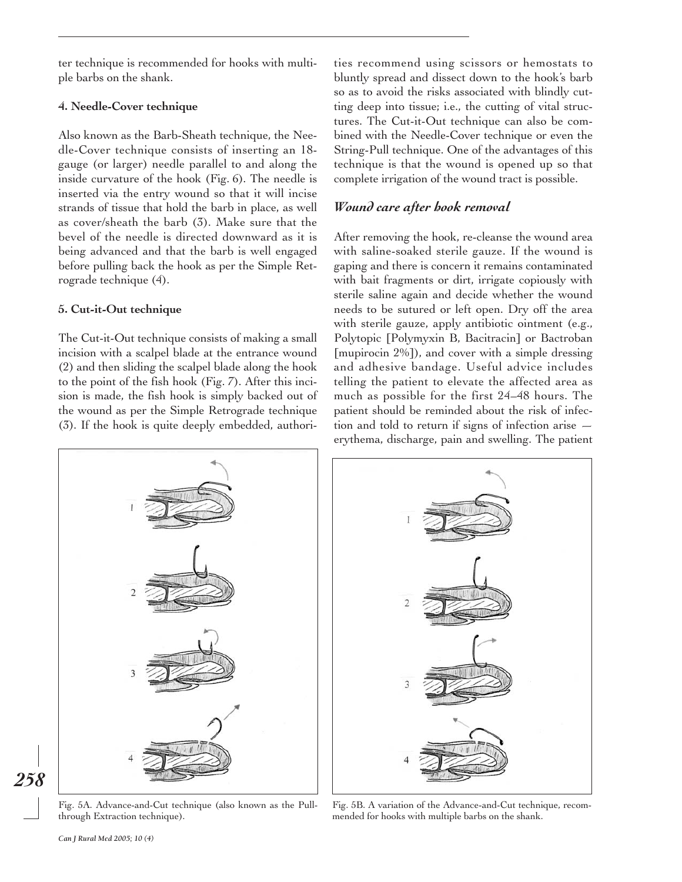ter technique is recommended for hooks with multiple barbs on the shank.

#### 4. Needle-Cover technique

Also known as the Barb-Sheath technique, the Needle-Cover technique consists of inserting an 18-gauge (or larger) needle parallel to and along the inside curvature of the hook (Fig. 6). The needle is inserted via the entry wound so that it will incise strands of tissue that hold the barb in place, as well as cover/sheath the barb (3). Make sure that the bevel of the needle is directed downward as it is being advanced and that the barb is well engaged before pulling back the hook as per the Simple Retrograde technique (4).

#### 5. Cut-it-Out technique

The Cut-it-Out technique consists of making a small incision with a scalpel blade at the entrance wound (2) and then sliding the scalpel blade along the hook to the point of the fish hook (Fig. 7). After this incision is made, the fish hook is simply backed out of the wound as per the Simple Retrograde technique (3). If the hook is quite deeply embedded, authorities recommend using scissors or hemostats to bluntly spread and dissect down to the hook's barb so as to avoid the risks associated with blindly cutting deep into tissue; i.e., the cutting of vital structures. The Cut-it-Out technique can also be combined with the Needle-Cover technique or even the String-Pull technique. One of the advantages of this technique is that the wound is opened up so that complete irrigation of the wound tract is possible.

### *Wound care after hook removal*

After removing the hook, re-cleanse the wound area with saline-soaked sterile gauze. If the wound is gaping and there is concern it remains contaminated with bait fragments or dirt, irrigate copiously with sterile saline again and decide whether the wound needs to be sutured or left open. Dry off the area with sterile gauze, apply antibiotic ointment (e.g., Polytopic [Polymyxin B, Bacitracin] or Bactroban [mupirocin 2%]), and cover with a simple dressing and adhesive bandage. Useful advice includes telling the patient to elevate the affected area as much as possible for the first 24–48 hours. The patient should be reminded about the risk of infection and told to return if signs of infection arise — erythema, discharge, pain and swelling. The patient

Fig. 5A. Advance-and-Cut technique (also known as the Pull-through Extraction technique).

Fig. 5B. A variation of the Advance-and-Cut technique, recommended for hooks with multiple barbs on the shank.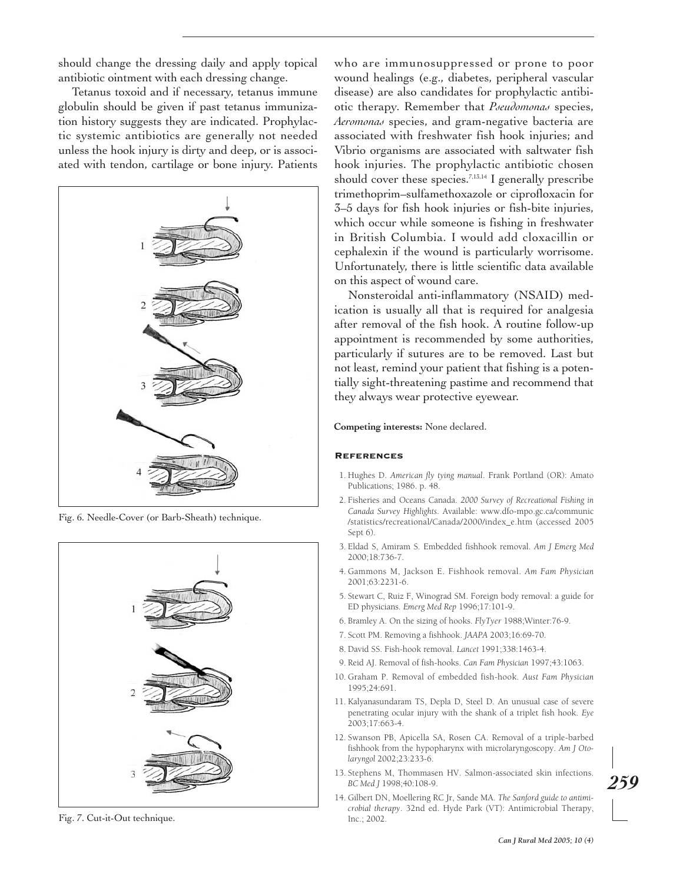should change the dressing daily and apply topical antibiotic ointment with each dressing change.

Tetanus toxoid and if necessary, tetanus immune globulin should be given if past tetanus immunization history suggests they are indicated. Prophylactic systemic antibiotics are generally not needed unless the hook injury is dirty and deep, or is associated with tendon, cartilage or bone injury. Patients who are immunosuppressed or prone to poor wound healings (e.g., diabetes, peripheral vascular disease) are also candidates for prophylactic antibiotic therapy. Remember that *Pseudomonas* species, *Aeromonas* species, and gram-negative bacteria are associated with freshwater fish hook injuries; and Vibrio organisms are associated with saltwater fish hook injuries. The prophylactic antibiotic chosen should cover these species.[7,13,14] I generally prescribe trimethoprim–sulfamethoxazole or ciprofloxacin for 3–5 days for fish hook injuries or fish-bite injuries, which occur while someone is fishing in freshwater in British Columbia. I would add cloxacillin or cephalexin if the wound is particularly worrisome. Unfortunately, there is little scientific data available on this aspect of wound care.

Fig. 6. Needle-Cover (or Barb-Sheath) technique.

Fig. 7. Cut-it-Out technique.

Nonsteroidal anti-inflammatory (NSAID) medication is usually all that is required for analgesia after removal of the fish hook. A routine follow-up appointment is recommended by some authorities, particularly if sutures are to be removed. Last but not least, remind your patient that fishing is a potentially sight-threatening pastime and recommend that they always wear protective eyewear.

**Competing interests:** None declared.

## References

1. Hughes D. *American fly tying manual*. Frank Portland (OR): Amato Publications; 1986. p. 48.
2. Fisheries and Oceans Canada. *2000 Survey of Recreational Fishing in Canada Survey Highlights*. Available: www.dfo-mpo.gc.ca/communic /statistics/recreational/Canada/2000/index_e.htm (accessed 2005 Sept 6).
3. Eldad S, Amiram S. Embedded fishhook removal. *Am J Emerg Med* 2000;18:736-7.
4. Gammons M, Jackson E. Fishhook removal. *Am Fam Physician* 2001;63:2231-6.
5. Stewart C, Ruiz F, Winograd SM. Foreign body removal: a guide for ED physicians. *Emerg Med Rep* 1996;17:101-9.
6. Bramley A. On the sizing of hooks. *FlyTyer* 1988;Winter:76-9.
7. Scott PM. Removing a fishhook. *JAAPA* 2003;16:69-70.
8. David SS. Fish-hook removal. *Lancet* 1991;338:1463-4.
9. Reid AJ. Removal of fish-hooks. *Can Fam Physician* 1997;43:1063.
10. Graham P. Removal of embedded fish-hook. *Aust Fam Physician* 1995;24:691.
11. Kalyanasundaram TS, Depla D, Steel D. An unusual case of severe penetrating ocular injury with the shank of a triplet fish hook. *Eye* 2003;17:663-4.
12. Swanson PB, Apicella SA, Rosen CA. Removal of a triple-barbed fishhook from the hypopharynx with microlaryngoscopy. *Am J Otolaryngol* 2002;23:233-6.
13. Stephens M, Thommasen HV. Salmon-associated skin infections. *BC Med J* 1998;40:108-9.
14. Gilbert DN, Moellering RC Jr, Sande MA. *The Sanford guide to antimicrobial therapy*. 32nd ed. Hyde Park (VT): Antimicrobial Therapy, Inc.; 2002.